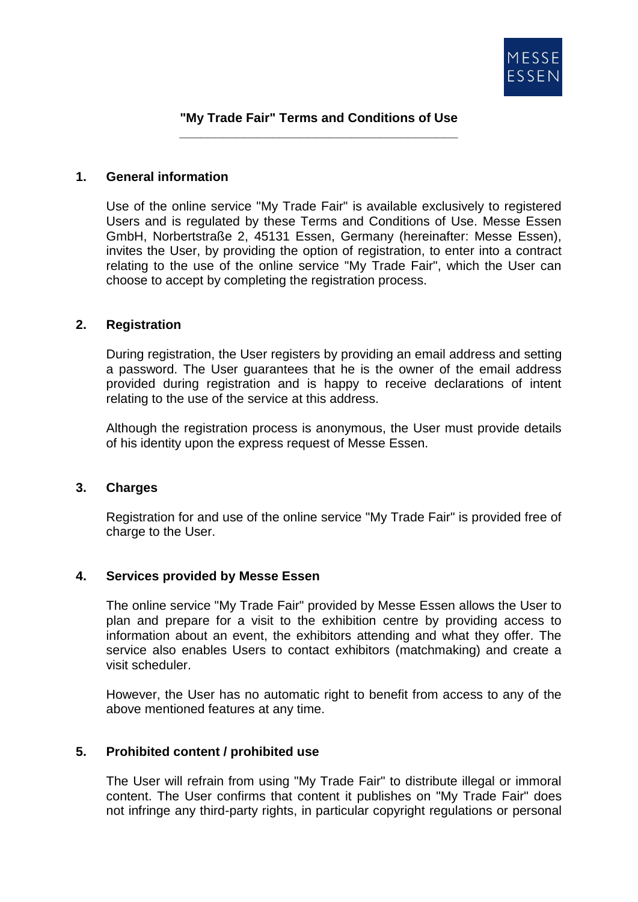# "My Trade Fair" Terms and Conditions of Use

## 1. General information

Use of the online service "My Trade Fair" is available exclusively to registered Users and is regulated by these Terms and Conditions of Use. Messe Essen GmbH, Norbertstraße 2, 45131 Essen, Germany (hereinafter: Messe Essen), invites the User, by providing the option of registration, to enter into a contract relating to the use of the online service "My Trade Fair", which the User can choose to accept by completing the registration process.

## 2. Registration

During registration, the User registers by providing an email address and setting a password. The User guarantees that he is the owner of the email address provided during registration and is happy to receive declarations of intent relating to the use of the service at this address.

Although the registration process is anonymous, the User must provide details of his identity upon the express request of Messe Essen.

## 3. Charges

Registration for and use of the online service "My Trade Fair" is provided free of charge to the User.

## 4. Services provided by Messe Essen

The online service "My Trade Fair" provided by Messe Essen allows the User to plan and prepare for a visit to the exhibition centre by providing access to information about an event, the exhibitors attending and what they offer. The service also enables Users to contact exhibitors (matchmaking) and create a visit scheduler.

However, the User has no automatic right to benefit from access to any of the above mentioned features at any time.

## 5. Prohibited content / prohibited use

The User will refrain from using "My Trade Fair" to distribute illegal or immoral content. The User confirms that content it publishes on "My Trade Fair" does not infringe any third-party rights, in particular copyright regulations or personal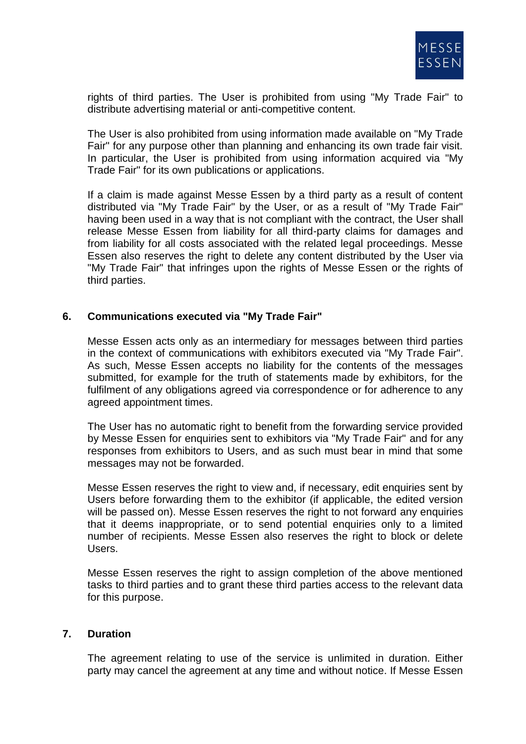rights of third parties. The User is prohibited from using "My Trade Fair" to distribute advertising material or anti-competitive content.

The User is also prohibited from using information made available on "My Trade Fair" for any purpose other than planning and enhancing its own trade fair visit. In particular, the User is prohibited from using information acquired via "My Trade Fair" for its own publications or applications.

If a claim is made against Messe Essen by a third party as a result of content distributed via "My Trade Fair" by the User, or as a result of "My Trade Fair" having been used in a way that is not compliant with the contract, the User shall release Messe Essen from liability for all third-party claims for damages and from liability for all costs associated with the related legal proceedings. Messe Essen also reserves the right to delete any content distributed by the User via "My Trade Fair" that infringes upon the rights of Messe Essen or the rights of third parties.

## 6. Communications executed via "My Trade Fair"

Messe Essen acts only as an intermediary for messages between third parties in the context of communications with exhibitors executed via "My Trade Fair". As such, Messe Essen accepts no liability for the contents of the messages submitted, for example for the truth of statements made by exhibitors, for the fulfilment of any obligations agreed via correspondence or for adherence to any agreed appointment times.

The User has no automatic right to benefit from the forwarding service provided by Messe Essen for enquiries sent to exhibitors via "My Trade Fair" and for any responses from exhibitors to Users, and as such must bear in mind that some messages may not be forwarded.

Messe Essen reserves the right to view and, if necessary, edit enquiries sent by Users before forwarding them to the exhibitor (if applicable, the edited version will be passed on). Messe Essen reserves the right to not forward any enquiries that it deems inappropriate, or to send potential enquiries only to a limited number of recipients. Messe Essen also reserves the right to block or delete Users.

Messe Essen reserves the right to assign completion of the above mentioned tasks to third parties and to grant these third parties access to the relevant data for this purpose.

## 7. Duration

The agreement relating to use of the service is unlimited in duration. Either party may cancel the agreement at any time and without notice. If Messe Essen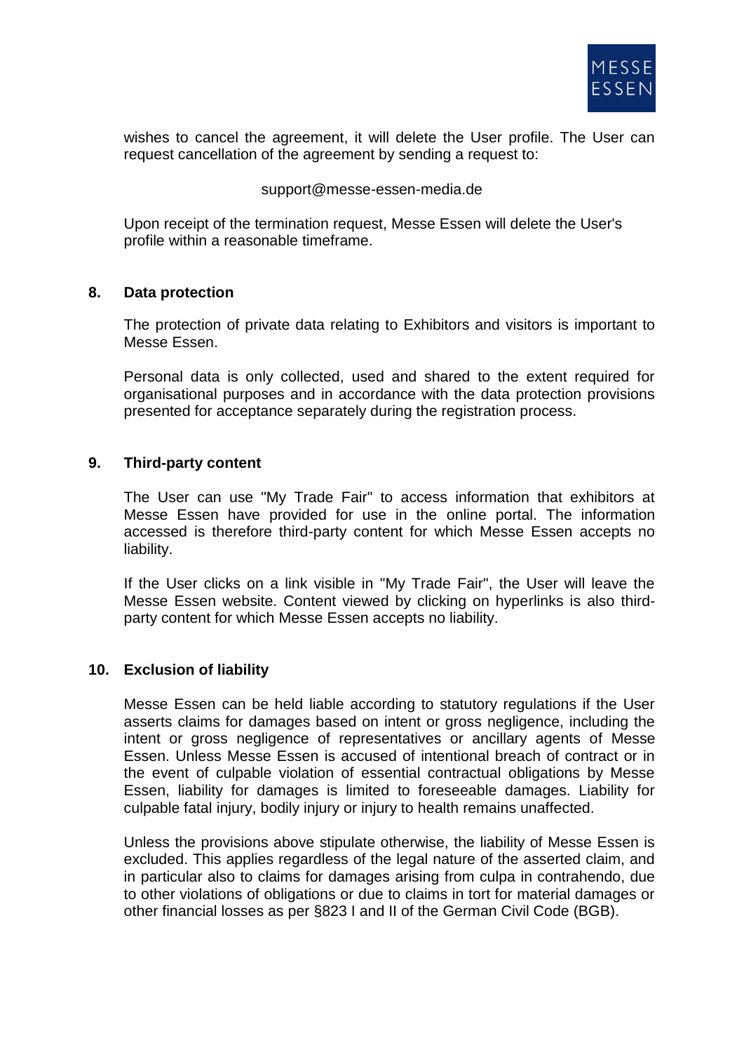wishes to cancel the agreement, it will delete the User profile. The User can request cancellation of the agreement by sending a request to:

support@messe-essen-media.de

Upon receipt of the termination request, Messe Essen will delete the User's profile within a reasonable timeframe.

## 8. Data protection

The protection of private data relating to Exhibitors and visitors is important to Messe Essen.

Personal data is only collected, used and shared to the extent required for organisational purposes and in accordance with the data protection provisions presented for acceptance separately during the registration process.

## 9. Third-party content

The User can use "My Trade Fair" to access information that exhibitors at Messe Essen have provided for use in the online portal. The information accessed is therefore third-party content for which Messe Essen accepts no liability.

If the User clicks on a link visible in "My Trade Fair", the User will leave the Messe Essen website. Content viewed by clicking on hyperlinks is also third-party content for which Messe Essen accepts no liability.

## 10. Exclusion of liability

Messe Essen can be held liable according to statutory regulations if the User asserts claims for damages based on intent or gross negligence, including the intent or gross negligence of representatives or ancillary agents of Messe Essen. Unless Messe Essen is accused of intentional breach of contract or in the event of culpable violation of essential contractual obligations by Messe Essen, liability for damages is limited to foreseeable damages. Liability for culpable fatal injury, bodily injury or injury to health remains unaffected.

Unless the provisions above stipulate otherwise, the liability of Messe Essen is excluded. This applies regardless of the legal nature of the asserted claim, and in particular also to claims for damages arising from culpa in contrahendo, due to other violations of obligations or due to claims in tort for material damages or other financial losses as per §823 I and II of the German Civil Code (BGB).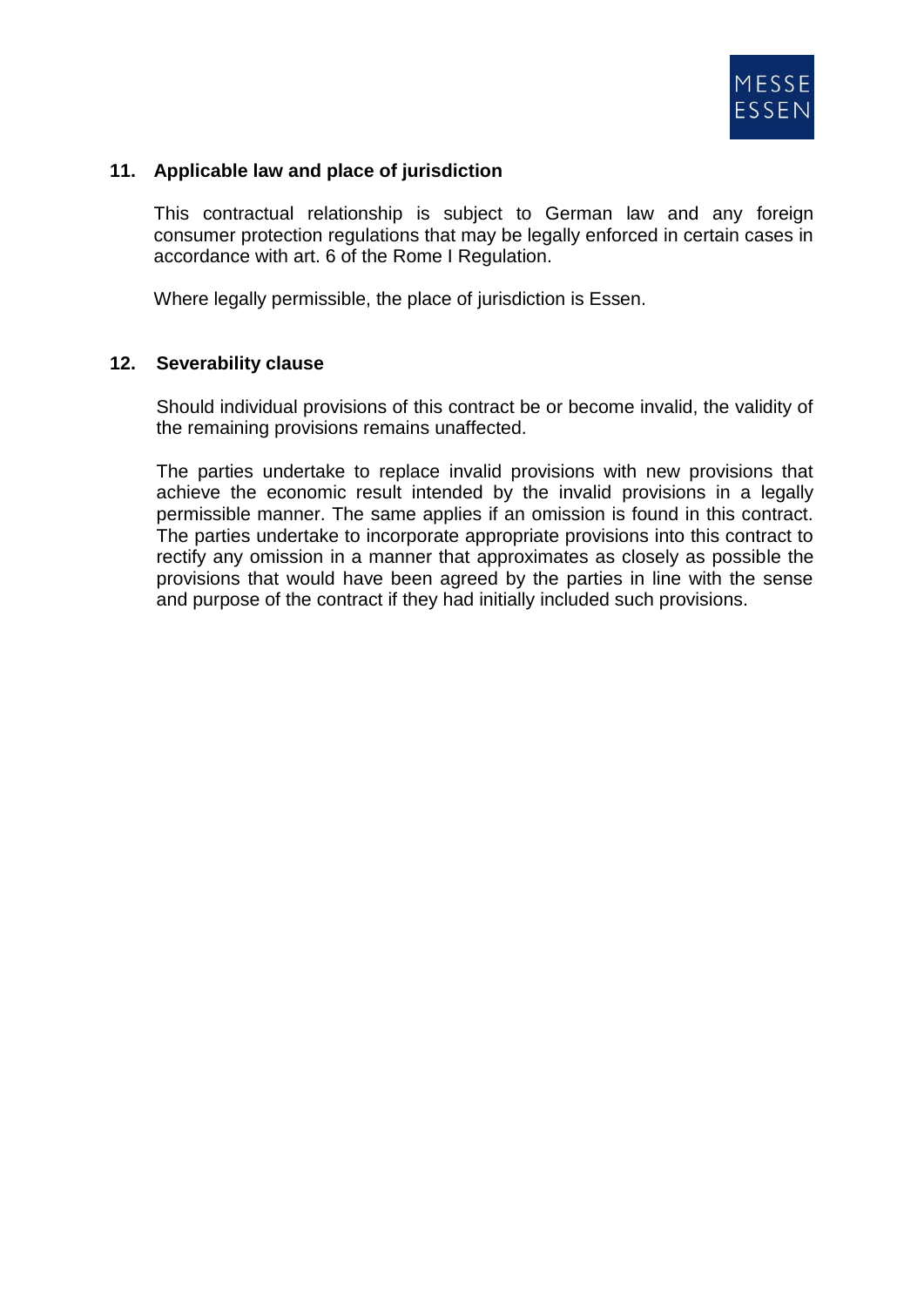## 11. Applicable law and place of jurisdiction

This contractual relationship is subject to German law and any foreign consumer protection regulations that may be legally enforced in certain cases in accordance with art. 6 of the Rome I Regulation.

Where legally permissible, the place of jurisdiction is Essen.

## 12. Severability clause

Should individual provisions of this contract be or become invalid, the validity of the remaining provisions remains unaffected.

The parties undertake to replace invalid provisions with new provisions that achieve the economic result intended by the invalid provisions in a legally permissible manner. The same applies if an omission is found in this contract. The parties undertake to incorporate appropriate provisions into this contract to rectify any omission in a manner that approximates as closely as possible the provisions that would have been agreed by the parties in line with the sense and purpose of the contract if they had initially included such provisions.